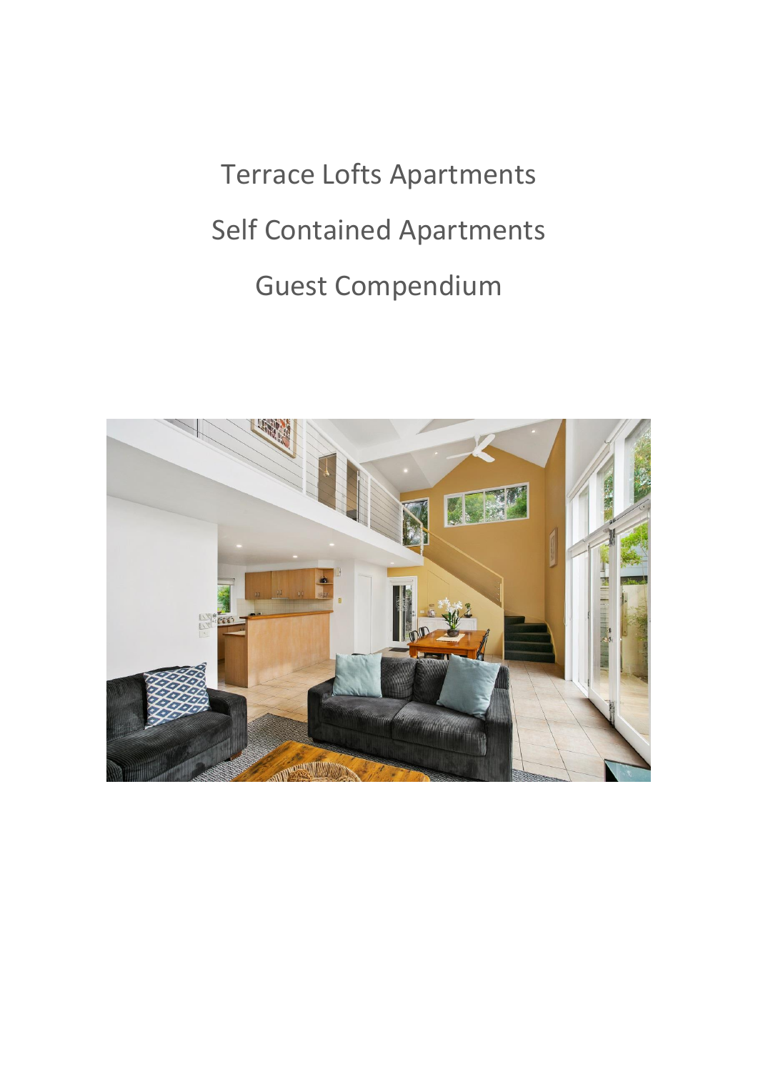# Terrace Lofts Apartments

## Self Contained Apartments

## Guest Compendium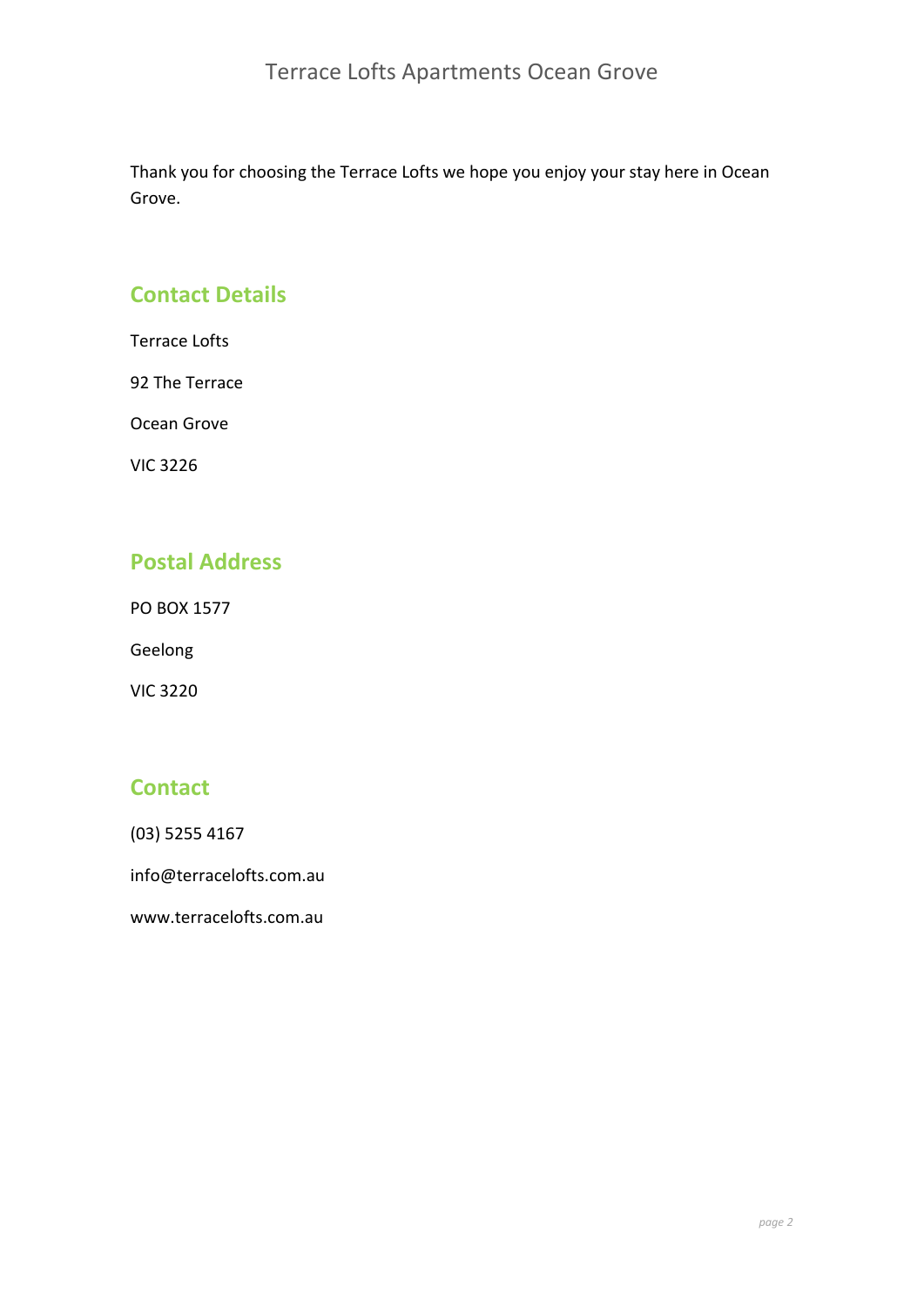Thank you for choosing the Terrace Lofts we hope you enjoy your stay here in Ocean Grove.

## Contact Details

Terrace Lofts

92 The Terrace

Ocean Grove

VIC 3226

## Postal Address

PO BOX 1577

Geelong

VIC 3220

## Contact

(03) 5255 4167

info@terracelofts.com.au

www.terracelofts.com.au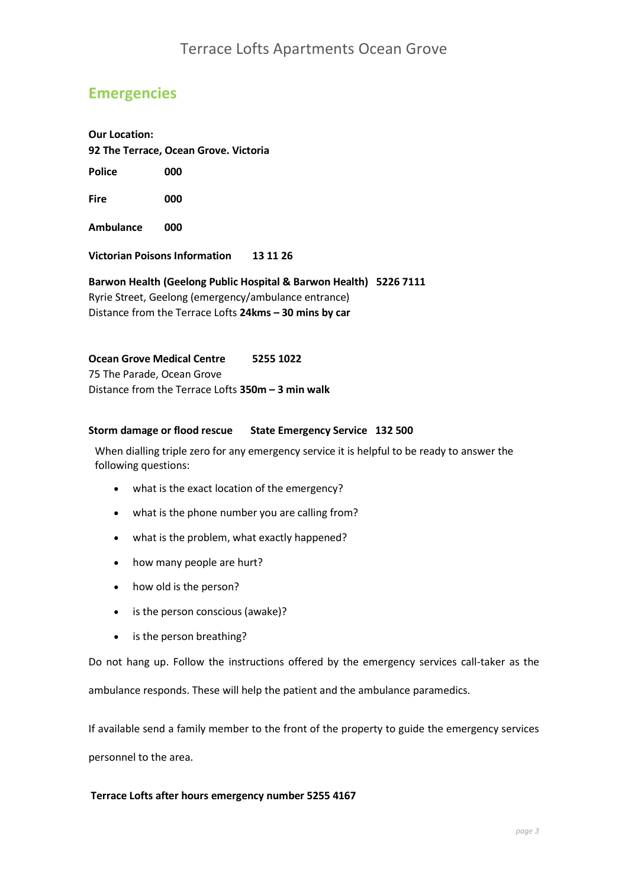## Emergencies

**Our Location:**
**92 The Terrace, Ocean Grove. Victoria**

**Police** **000**

**Fire** **000**

**Ambulance** **000**

**Victorian Poisons Information** **13 11 26**

**Barwon Health (Geelong Public Hospital & Barwon Health)** **5226 7111**
Ryrie Street, Geelong (emergency/ambulance entrance)
Distance from the Terrace Lofts **24kms – 30 mins by car**

**Ocean Grove Medical Centre** **5255 1022**
75 The Parade, Ocean Grove
Distance from the Terrace Lofts **350m – 3 min walk**

**Storm damage or flood rescue** **State Emergency Service** **132 500**

When dialling triple zero for any emergency service it is helpful to be ready to answer the following questions:

- what is the exact location of the emergency?
- what is the phone number you are calling from?
- what is the problem, what exactly happened?
- how many people are hurt?
- how old is the person?
- is the person conscious (awake)?
- is the person breathing?

Do not hang up. Follow the instructions offered by the emergency services call-taker as the ambulance responds. These will help the patient and the ambulance paramedics.

If available send a family member to the front of the property to guide the emergency services personnel to the area.

**Terrace Lofts after hours emergency number 5255 4167**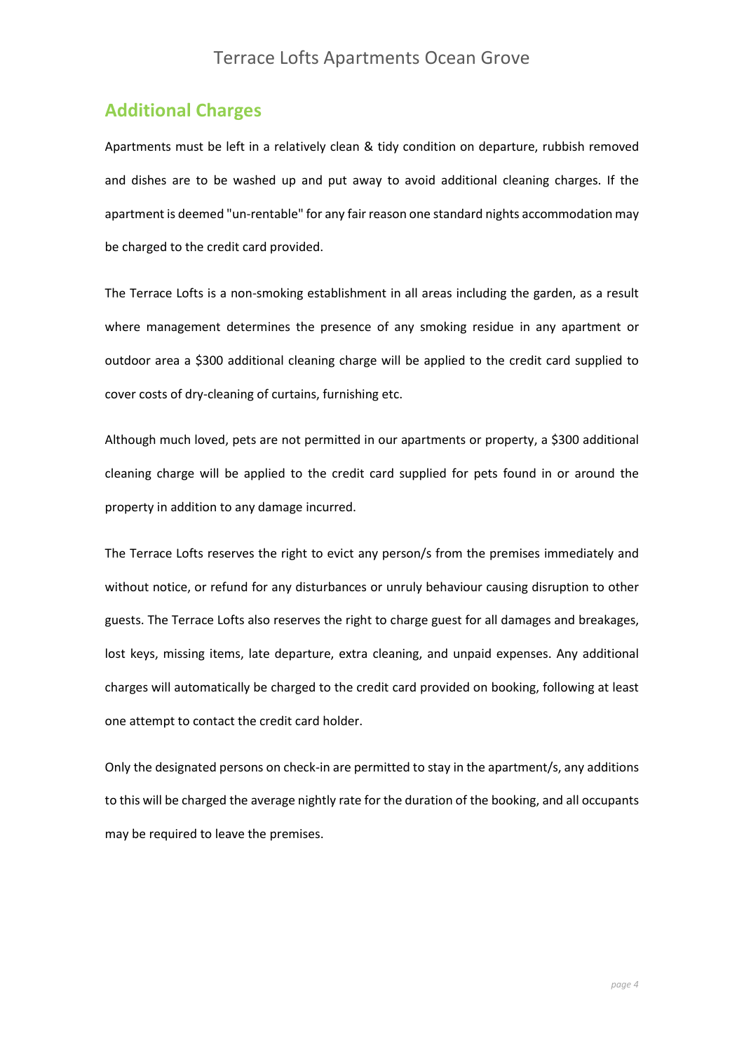## Additional Charges

Apartments must be left in a relatively clean & tidy condition on departure, rubbish removed and dishes are to be washed up and put away to avoid additional cleaning charges. If the apartment is deemed "un-rentable" for any fair reason one standard nights accommodation may be charged to the credit card provided.

The Terrace Lofts is a non-smoking establishment in all areas including the garden, as a result where management determines the presence of any smoking residue in any apartment or outdoor area a $300 additional cleaning charge will be applied to the credit card supplied to cover costs of dry-cleaning of curtains, furnishing etc.

Although much loved, pets are not permitted in our apartments or property, a $300 additional cleaning charge will be applied to the credit card supplied for pets found in or around the property in addition to any damage incurred.

The Terrace Lofts reserves the right to evict any person/s from the premises immediately and without notice, or refund for any disturbances or unruly behaviour causing disruption to other guests. The Terrace Lofts also reserves the right to charge guest for all damages and breakages, lost keys, missing items, late departure, extra cleaning, and unpaid expenses. Any additional charges will automatically be charged to the credit card provided on booking, following at least one attempt to contact the credit card holder.

Only the designated persons on check-in are permitted to stay in the apartment/s, any additions to this will be charged the average nightly rate for the duration of the booking, and all occupants may be required to leave the premises.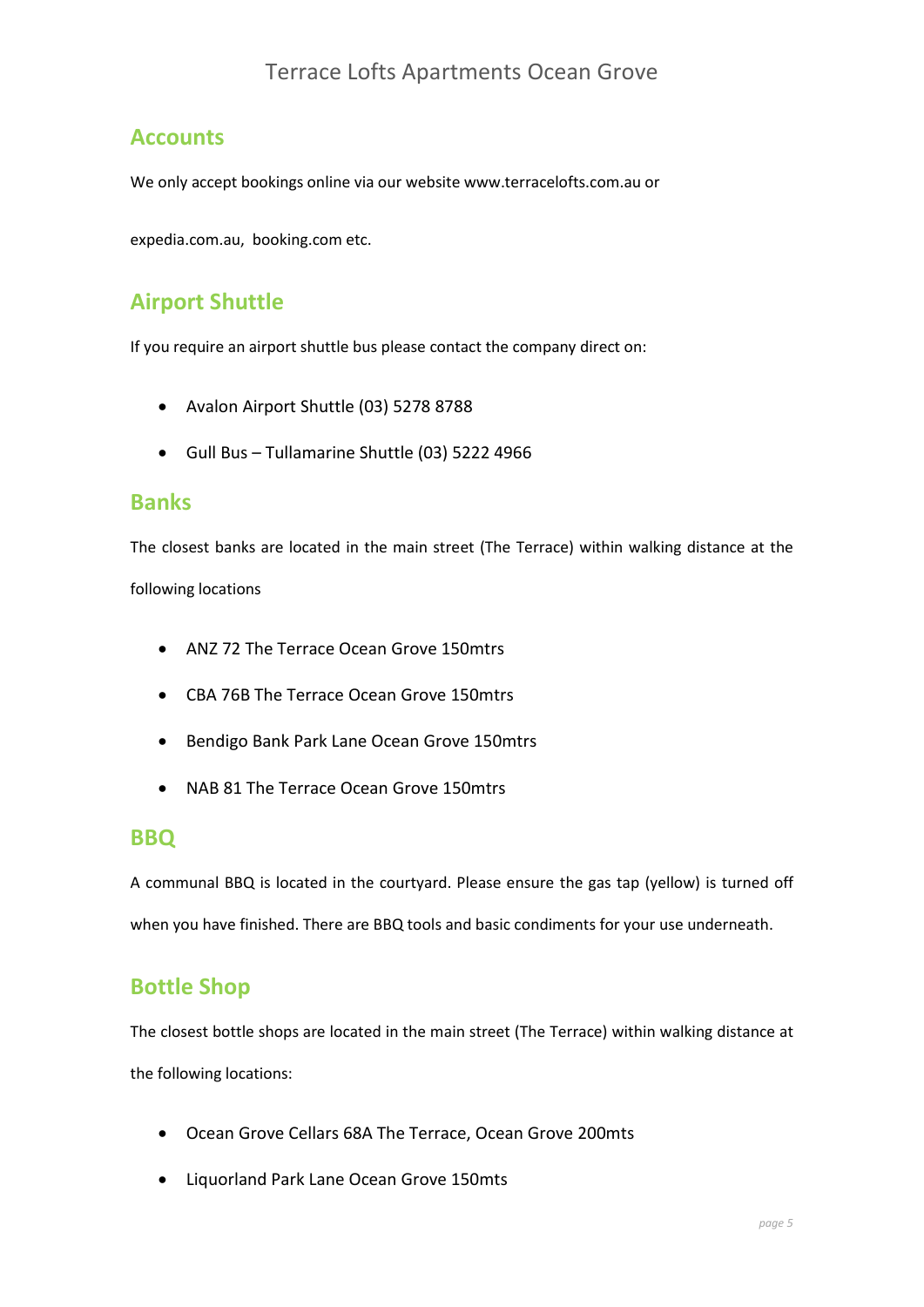## Accounts

We only accept bookings online via our website www.terracelofts.com.au or

expedia.com.au, booking.com etc.

## Airport Shuttle

If you require an airport shuttle bus please contact the company direct on:

- Avalon Airport Shuttle (03) 5278 8788
- Gull Bus – Tullamarine Shuttle (03) 5222 4966

## Banks

The closest banks are located in the main street (The Terrace) within walking distance at the following locations

- ANZ 72 The Terrace Ocean Grove 150mtrs
- CBA 76B The Terrace Ocean Grove 150mtrs
- Bendigo Bank Park Lane Ocean Grove 150mtrs
- NAB 81 The Terrace Ocean Grove 150mtrs

## BBQ

A communal BBQ is located in the courtyard. Please ensure the gas tap (yellow) is turned off when you have finished. There are BBQ tools and basic condiments for your use underneath.

## Bottle Shop

The closest bottle shops are located in the main street (The Terrace) within walking distance at the following locations:

- Ocean Grove Cellars 68A The Terrace, Ocean Grove 200mts
- Liquorland Park Lane Ocean Grove 150mts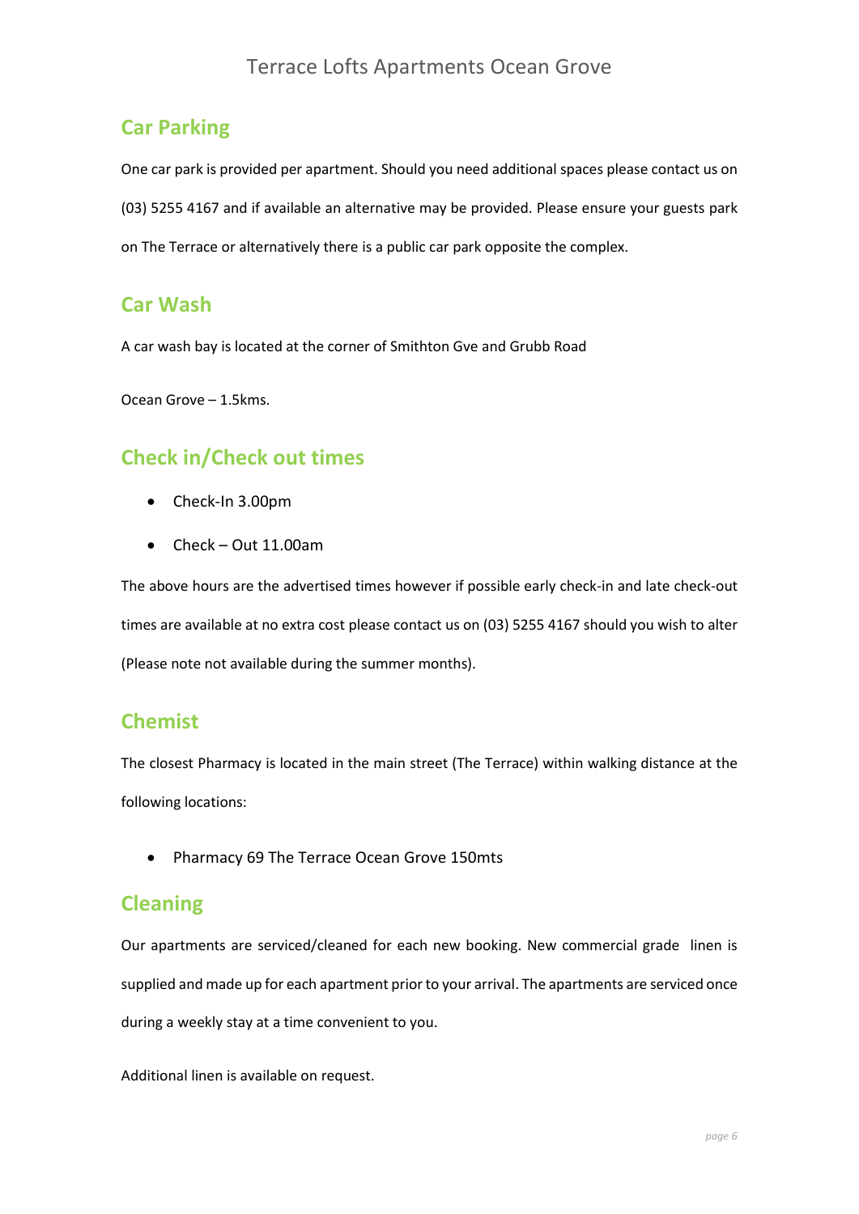## Car Parking

One car park is provided per apartment. Should you need additional spaces please contact us on (03) 5255 4167 and if available an alternative may be provided. Please ensure your guests park on The Terrace or alternatively there is a public car park opposite the complex.

## Car Wash

A car wash bay is located at the corner of Smithton Gve and Grubb Road

Ocean Grove – 1.5kms.

## Check in/Check out times

- Check-In 3.00pm
- Check – Out 11.00am

The above hours are the advertised times however if possible early check-in and late check-out times are available at no extra cost please contact us on (03) 5255 4167 should you wish to alter (Please note not available during the summer months).

## Chemist

The closest Pharmacy is located in the main street (The Terrace) within walking distance at the following locations:

- Pharmacy 69 The Terrace Ocean Grove 150mts

## Cleaning

Our apartments are serviced/cleaned for each new booking. New commercial grade linen is supplied and made up for each apartment prior to your arrival. The apartments are serviced once during a weekly stay at a time convenient to you.

Additional linen is available on request.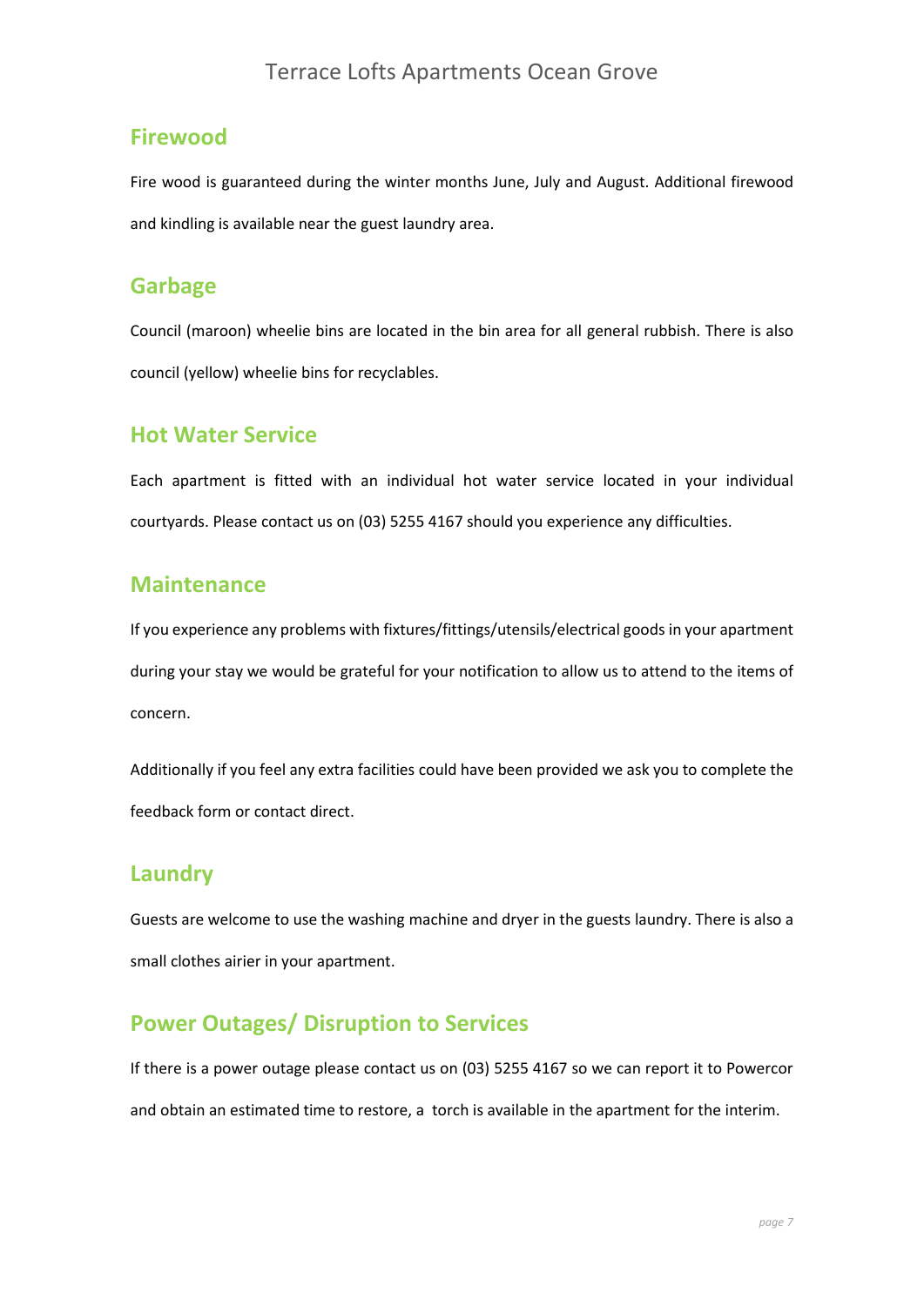## Firewood

Fire wood is guaranteed during the winter months June, July and August. Additional firewood and kindling is available near the guest laundry area.

## Garbage

Council (maroon) wheelie bins are located in the bin area for all general rubbish. There is also council (yellow) wheelie bins for recyclables.

## Hot Water Service

Each apartment is fitted with an individual hot water service located in your individual courtyards. Please contact us on (03) 5255 4167 should you experience any difficulties.

## Maintenance

If you experience any problems with fixtures/fittings/utensils/electrical goods in your apartment during your stay we would be grateful for your notification to allow us to attend to the items of concern.

Additionally if you feel any extra facilities could have been provided we ask you to complete the feedback form or contact direct.

## Laundry

Guests are welcome to use the washing machine and dryer in the guests laundry. There is also a small clothes airier in your apartment.

## Power Outages/ Disruption to Services

If there is a power outage please contact us on (03) 5255 4167 so we can report it to Powercor and obtain an estimated time to restore, a torch is available in the apartment for the interim.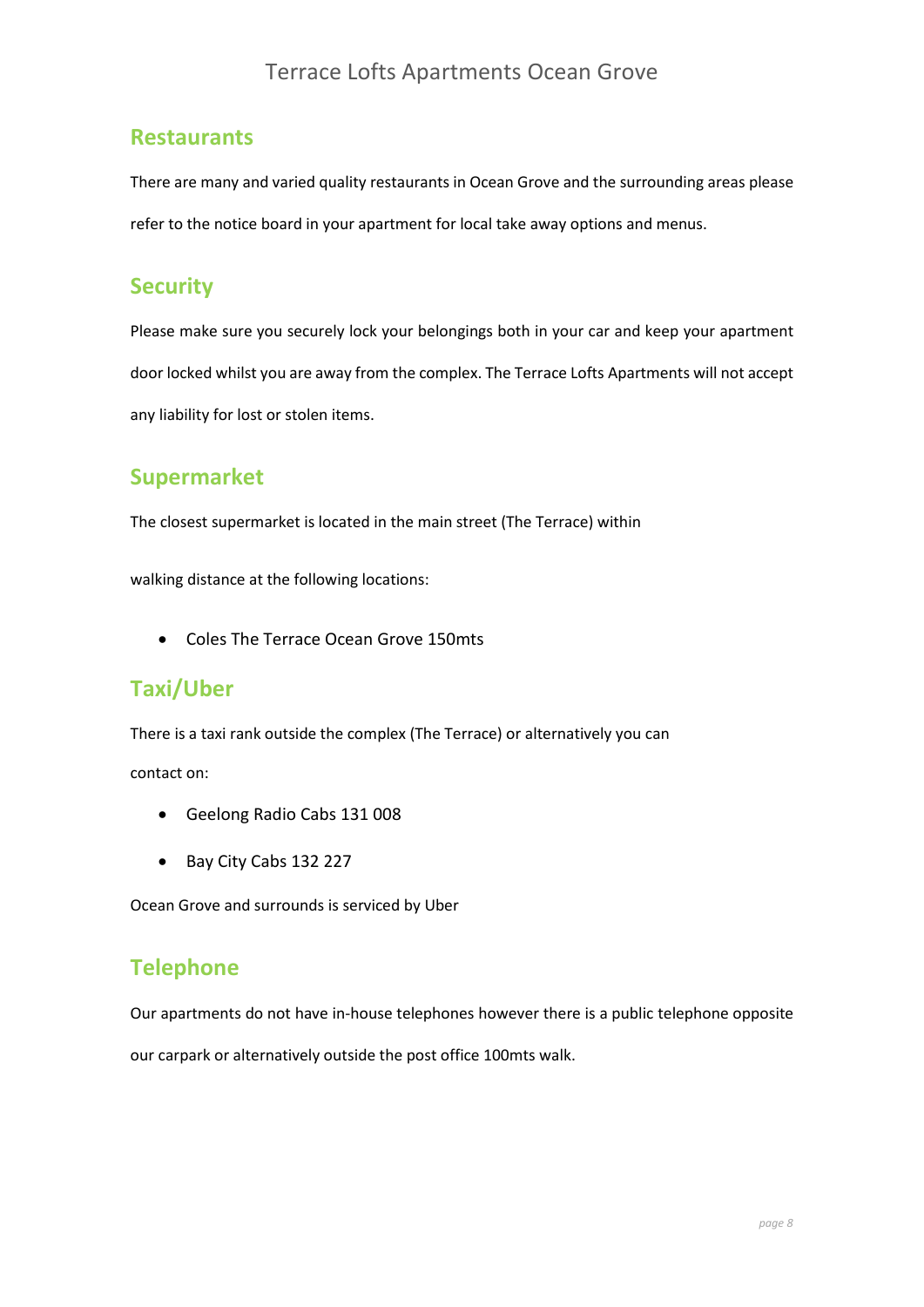## Restaurants

There are many and varied quality restaurants in Ocean Grove and the surrounding areas please refer to the notice board in your apartment for local take away options and menus.

## Security

Please make sure you securely lock your belongings both in your car and keep your apartment door locked whilst you are away from the complex. The Terrace Lofts Apartments will not accept any liability for lost or stolen items.

## Supermarket

The closest supermarket is located in the main street (The Terrace) within

walking distance at the following locations:

- Coles The Terrace Ocean Grove 150mts

## Taxi/Uber

There is a taxi rank outside the complex (The Terrace) or alternatively you can

contact on:

- Geelong Radio Cabs 131 008
- Bay City Cabs 132 227

Ocean Grove and surrounds is serviced by Uber

## Telephone

Our apartments do not have in-house telephones however there is a public telephone opposite our carpark or alternatively outside the post office 100mts walk.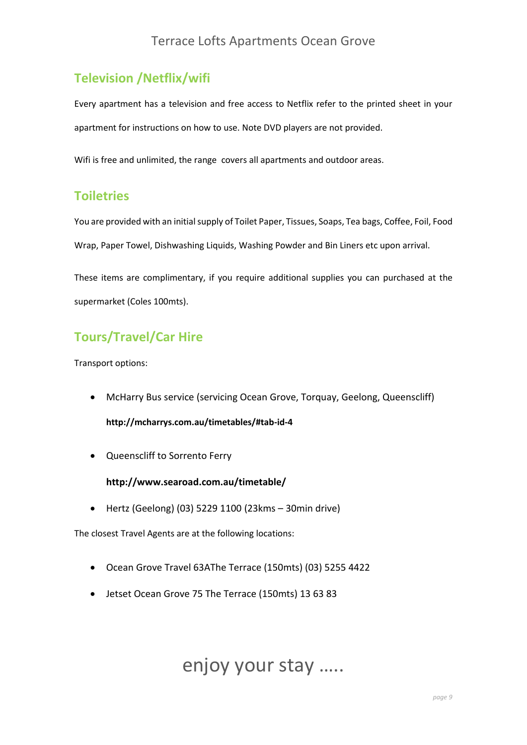## Television /Netflix/wifi

Every apartment has a television and free access to Netflix refer to the printed sheet in your apartment for instructions on how to use. Note DVD players are not provided.

Wifi is free and unlimited, the range covers all apartments and outdoor areas.

## Toiletries

You are provided with an initial supply of Toilet Paper, Tissues, Soaps, Tea bags, Coffee, Foil, Food Wrap, Paper Towel, Dishwashing Liquids, Washing Powder and Bin Liners etc upon arrival.

These items are complimentary, if you require additional supplies you can purchased at the supermarket (Coles 100mts).

## Tours/Travel/Car Hire

Transport options:

- McHarry Bus service (servicing Ocean Grove, Torquay, Geelong, Queenscliff)

  **http://mcharrys.com.au/timetables/#tab-id-4**

- Queenscliff to Sorrento Ferry

  **http://www.searoad.com.au/timetable/**

- Hertz (Geelong) (03) 5229 1100 (23kms – 30min drive)

The closest Travel Agents are at the following locations:

- Ocean Grove Travel 63AThe Terrace (150mts) (03) 5255 4422
- Jetset Ocean Grove 75 The Terrace (150mts) 13 63 83

enjoy your stay …..